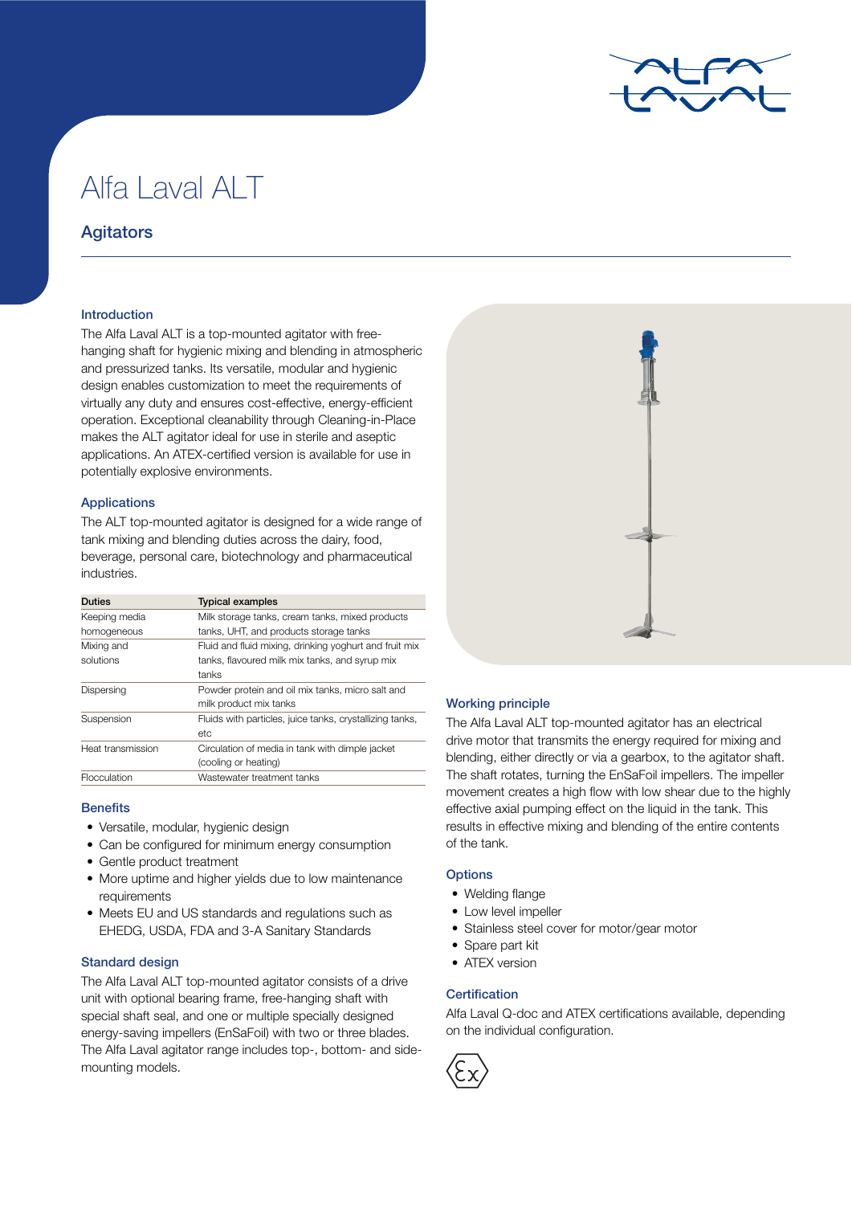# Alfa Laval ALT

## Agitators

### Introduction

The Alfa Laval ALT is a top-mounted agitator with free-hanging shaft for hygienic mixing and blending in atmospheric and pressurized tanks. Its versatile, modular and hygienic design enables customization to meet the requirements of virtually any duty and ensures cost-effective, energy-efficient operation. Exceptional cleanability through Cleaning-in-Place makes the ALT agitator ideal for use in sterile and aseptic applications. An ATEX-certified version is available for use in potentially explosive environments.

### Applications

The ALT top-mounted agitator is designed for a wide range of tank mixing and blending duties across the dairy, food, beverage, personal care, biotechnology and pharmaceutical industries.

| Duties | Typical examples |
|---|---|
| Keeping media homogeneous | Milk storage tanks, cream tanks, mixed products tanks, UHT, and products storage tanks |
| Mixing and solutions | Fluid and fluid mixing, drinking yoghurt and fruit mix tanks, flavoured milk mix tanks, and syrup mix tanks |
| Dispersing | Powder protein and oil mix tanks, micro salt and milk product mix tanks |
| Suspension | Fluids with particles, juice tanks, crystallizing tanks, etc |
| Heat transmission | Circulation of media in tank with dimple jacket (cooling or heating) |
| Flocculation | Wastewater treatment tanks |

### Benefits

- Versatile, modular, hygienic design
- Can be configured for minimum energy consumption
- Gentle product treatment
- More uptime and higher yields due to low maintenance requirements
- Meets EU and US standards and regulations such as EHEDG, USDA, FDA and 3-A Sanitary Standards

### Standard design

The Alfa Laval ALT top-mounted agitator consists of a drive unit with optional bearing frame, free-hanging shaft with special shaft seal, and one or multiple specially designed energy-saving impellers (EnSaFoil) with two or three blades. The Alfa Laval agitator range includes top-, bottom- and side-mounting models.

### Working principle

The Alfa Laval ALT top-mounted agitator has an electrical drive motor that transmits the energy required for mixing and blending, either directly or via a gearbox, to the agitator shaft. The shaft rotates, turning the EnSaFoil impellers. The impeller movement creates a high flow with low shear due to the highly effective axial pumping effect on the liquid in the tank. This results in effective mixing and blending of the entire contents of the tank.

### Options

- Welding flange
- Low level impeller
- Stainless steel cover for motor/gear motor
- Spare part kit
- ATEX version

### Certification

Alfa Laval Q-doc and ATEX certifications available, depending on the individual configuration.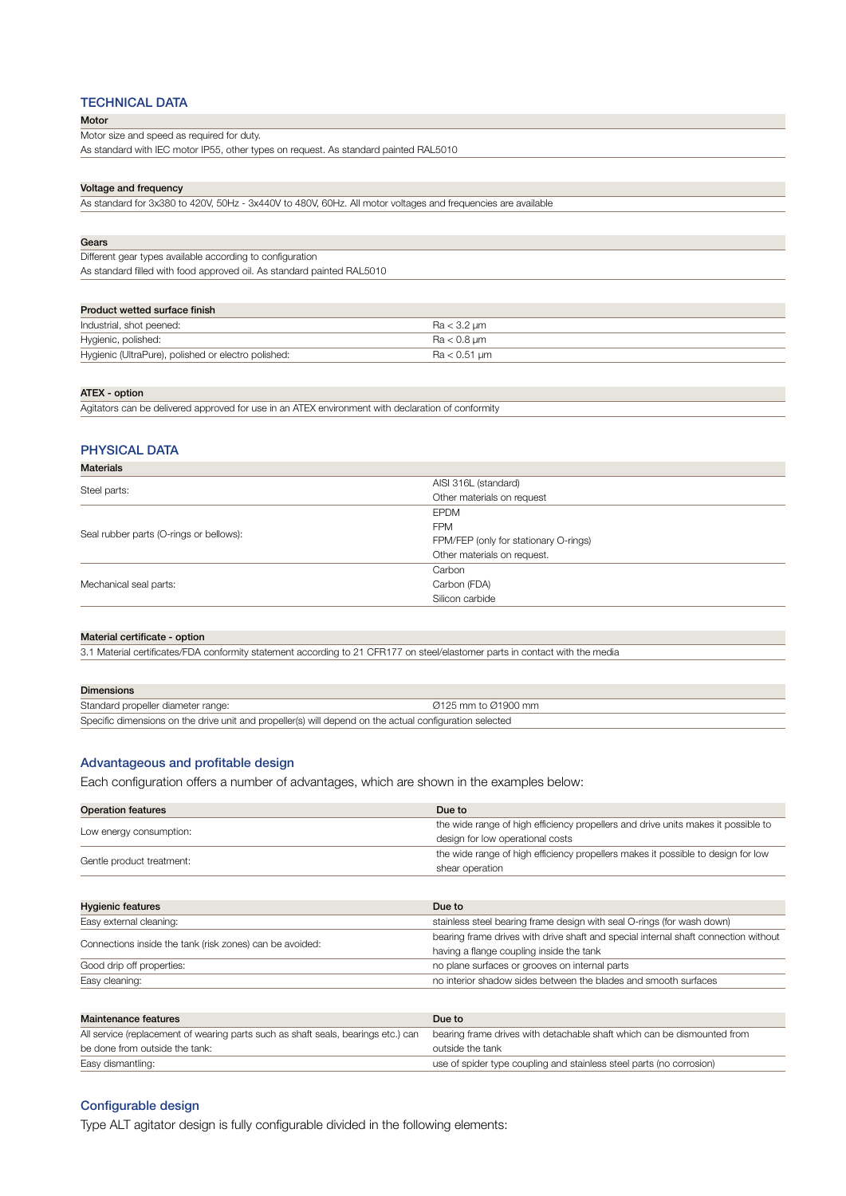## TECHNICAL DATA

| Motor |
|---|
| Motor size and speed as required for duty.<br>As standard with IEC motor IP55, other types on request. As standard painted RAL5010 |

| Voltage and frequency |
|---|
| As standard for 3x380 to 420V, 50Hz - 3x440V to 480V, 60Hz. All motor voltages and frequencies are available |

| Gears |
|---|
| Different gear types available according to configuration<br>As standard filled with food approved oil. As standard painted RAL5010 |

| Product wetted surface finish | |
|---|---|
| Industrial, shot peened: | Ra < 3.2 µm |
| Hygienic, polished: | Ra < 0.8 µm |
| Hygienic (UltraPure), polished or electro polished: | Ra < 0.51 µm |

| ATEX - option |
|---|
| Agitators can be delivered approved for use in an ATEX environment with declaration of conformity |

## PHYSICAL DATA

| Materials | |
|---|---|
| Steel parts: | AISI 316L (standard)<br>Other materials on request |
| Seal rubber parts (O-rings or bellows): | EPDM<br>FPM<br>FPM/FEP (only for stationary O-rings)<br>Other materials on request. |
| Mechanical seal parts: | Carbon<br>Carbon (FDA)<br>Silicon carbide |

| Material certificate - option |
|---|
| 3.1 Material certificates/FDA conformity statement according to 21 CFR177 on steel/elastomer parts in contact with the media |

| Dimensions | |
|---|---|
| Standard propeller diameter range: | Ø125 mm to Ø1900 mm |
| Specific dimensions on the drive unit and propeller(s) will depend on the actual configuration selected | |

### Advantageous and profitable design

Each configuration offers a number of advantages, which are shown in the examples below:

| Operation features | Due to |
|---|---|
| Low energy consumption: | the wide range of high efficiency propellers and drive units makes it possible to design for low operational costs |
| Gentle product treatment: | the wide range of high efficiency propellers makes it possible to design for low shear operation |

| Hygienic features | Due to |
|---|---|
| Easy external cleaning: | stainless steel bearing frame design with seal O-rings (for wash down) |
| Connections inside the tank (risk zones) can be avoided: | bearing frame drives with drive shaft and special internal shaft connection without having a flange coupling inside the tank |
| Good drip off properties: | no plane surfaces or grooves on internal parts |
| Easy cleaning: | no interior shadow sides between the blades and smooth surfaces |

| Maintenance features | Due to |
|---|---|
| All service (replacement of wearing parts such as shaft seals, bearings etc.) can be done from outside the tank: | bearing frame drives with detachable shaft which can be dismounted from outside the tank |
| Easy dismantling: | use of spider type coupling and stainless steel parts (no corrosion) |

### Configurable design

Type ALT agitator design is fully configurable divided in the following elements: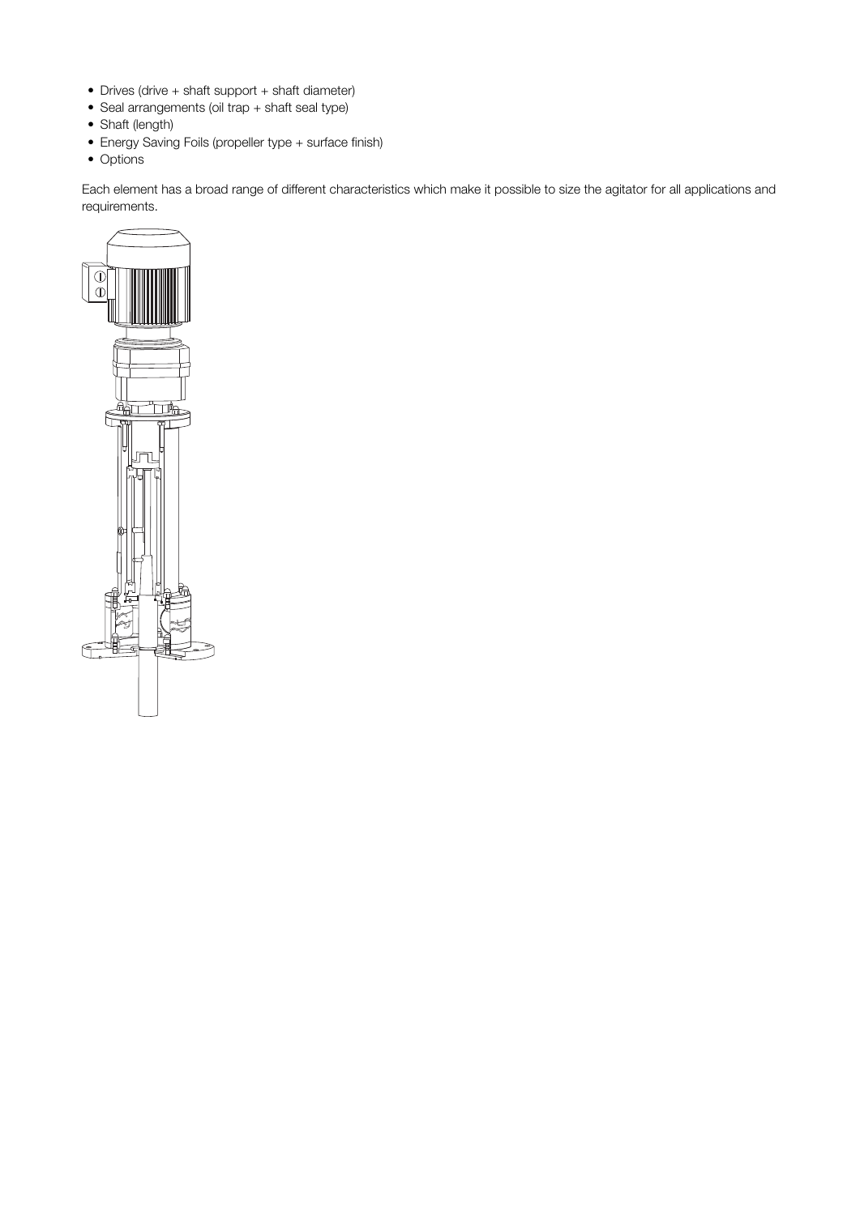- Drives (drive + shaft support + shaft diameter)
- Seal arrangements (oil trap + shaft seal type)
- Shaft (length)
- Energy Saving Foils (propeller type + surface finish)
- Options

Each element has a broad range of different characteristics which make it possible to size the agitator for all applications and requirements.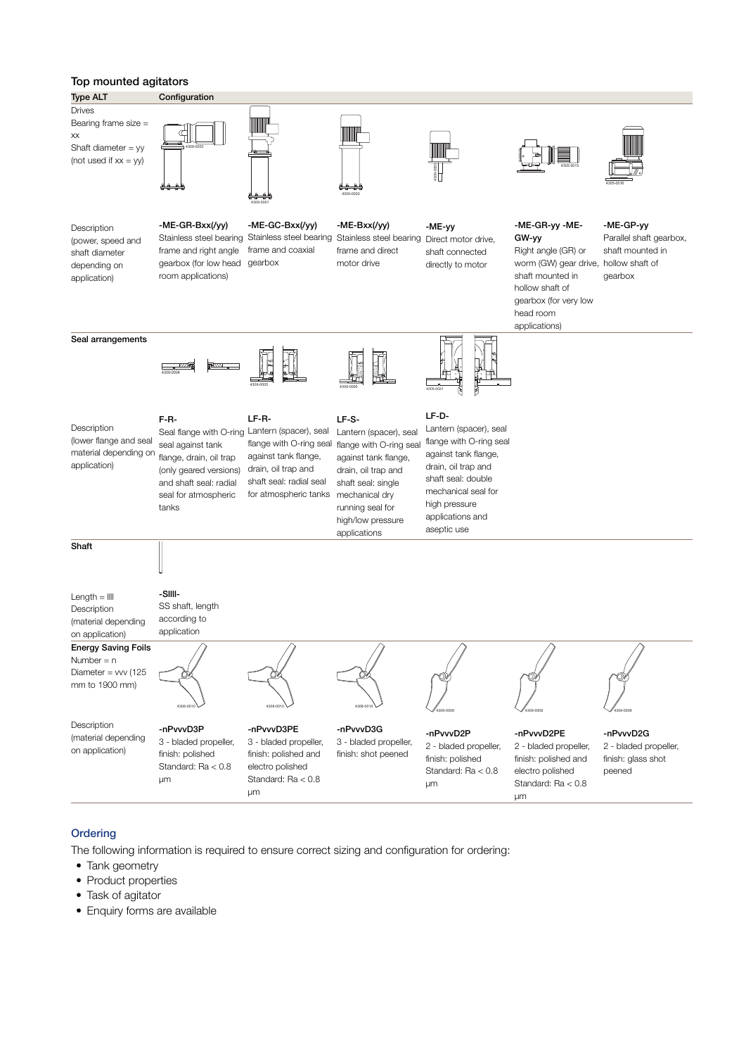## Top mounted agitators

| Type ALT | Configuration | | | | | |
|---|---|---|---|---|---|---|
| **Drives**<br>Bearing frame size = xx<br>Shaft diameter = yy<br>(not used if xx = yy) | | | | | | |
| Description<br>(power, speed and shaft diameter depending on application) | **-ME-GR-Bxx(/yy)**<br>Stainless steel bearing frame and right angle gearbox (for low head room applications) | **-ME-GC-Bxx(/yy)**<br>Stainless steel bearing frame and coaxial gearbox | **-ME-Bxx(/yy)**<br>Stainless steel bearing frame and direct motor drive | **-ME-yy**<br>Direct motor drive, shaft connected directly to motor | **-ME-GR-yy -ME-GW-yy**<br>Right angle (GR) or worm (GW) gear drive, shaft mounted in hollow shaft of gearbox (for very low head room applications) | **-ME-GP-yy**<br>Parallel shaft gearbox, shaft mounted in hollow shaft of gearbox |
| **Seal arrangements** | | | | | | |
| Description<br>(lower flange and seal material depending on application) | **F-R-**<br>Seal flange with O-ring seal against tank flange, drain, oil trap (only geared versions) and shaft seal: radial seal for atmospheric tanks | **LF-R-**<br>Lantern (spacer), seal flange with O-ring seal against tank flange, drain, oil trap and shaft seal: radial seal for atmospheric tanks | **LF-S-**<br>Lantern (spacer), seal flange with O-ring seal against tank flange, drain, oil trap and shaft seal: single mechanical dry running seal for high/low pressure applications | **LF-D-**<br>Lantern (spacer), seal flange with O-ring seal against tank flange, drain, oil trap and shaft seal: double mechanical seal for high pressure applications and aseptic use | | |
| **Shaft** | | | | | | |
| Length = llll<br>Description<br>(material depending on application) | **-Sllll-**<br>SS shaft, length according to application | | | | | |
| **Energy Saving Foils**<br>Number = n<br>Diameter = vvv (125 mm to 1900 mm) | | | | | | |
| Description<br>(material depending on application) | **-nPvvvD3P**<br>3 - bladed propeller, finish: polished Standard: Ra < 0.8 µm | **-nPvvvD3PE**<br>3 - bladed propeller, finish: polished and electro polished Standard: Ra < 0.8 µm | **-nPvvvD3G**<br>3 - bladed propeller, finish: shot peened | **-nPvvvD2P**<br>2 - bladed propeller, finish: polished Standard: Ra < 0.8 µm | **-nPvvvD2PE**<br>2 - bladed propeller, finish: polished and electro polished Standard: Ra < 0.8 µm | **-nPvvvD2G**<br>2 - bladed propeller, finish: glass shot peened |

## Ordering

The following information is required to ensure correct sizing and configuration for ordering:

- Tank geometry
- Product properties
- Task of agitator
- Enquiry forms are available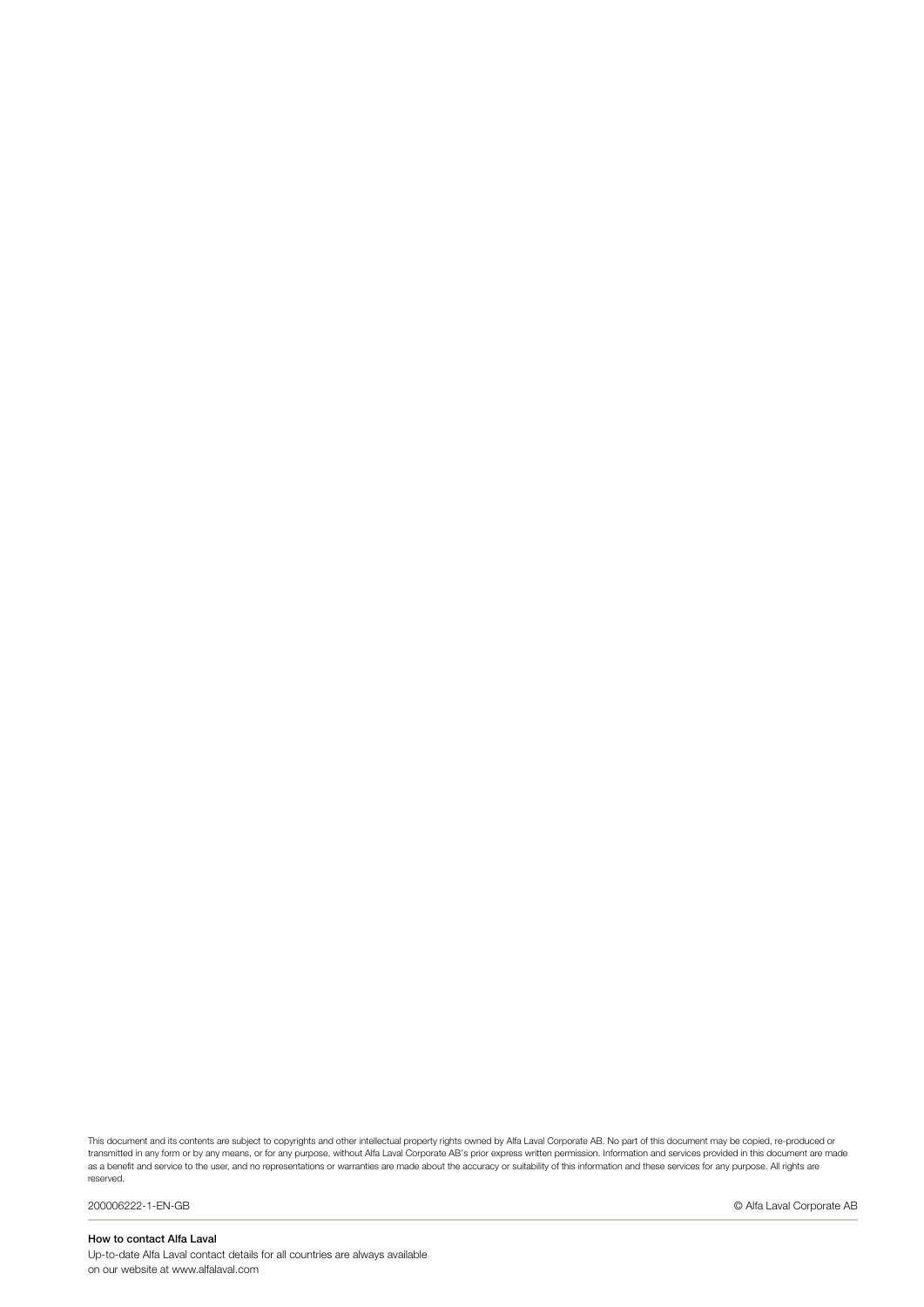This document and its contents are subject to copyrights and other intellectual property rights owned by Alfa Laval Corporate AB. No part of this document may be copied, re-produced or transmitted in any form or by any means, or for any purpose, without Alfa Laval Corporate AB's prior express written permission. Information and services provided in this document are made as a benefit and service to the user, and no representations or warranties are made about the accuracy or suitability of this information and these services for any purpose. All rights are reserved.

200006222-1-EN-GB

© Alfa Laval Corporate AB

**How to contact Alfa Laval**

Up-to-date Alfa Laval contact details for all countries are always available on our website at www.alfalaval.com